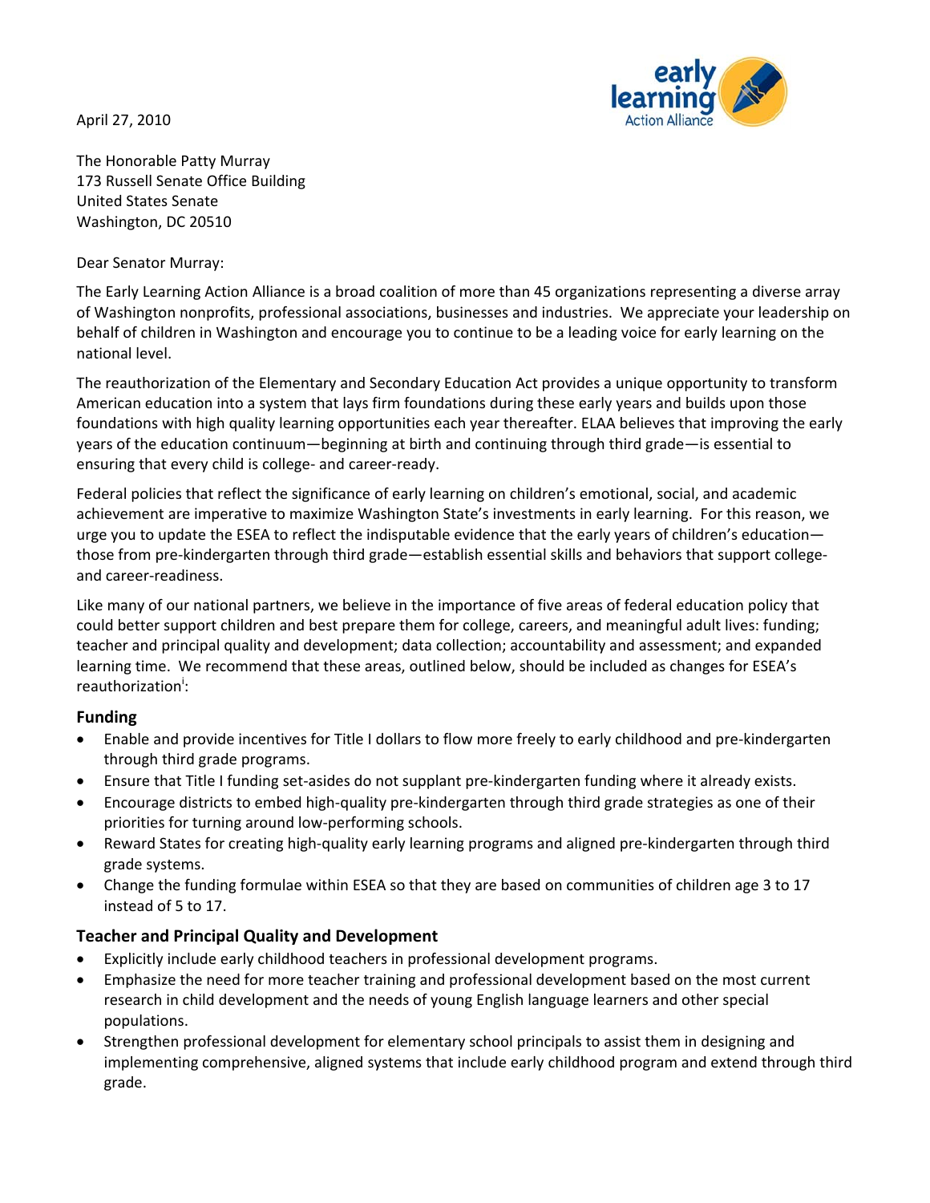April 27, 2010

The Honorable Patty Murray
173 Russell Senate Office Building
United States Senate
Washington, DC 20510

Dear Senator Murray:

The Early Learning Action Alliance is a broad coalition of more than 45 organizations representing a diverse array of Washington nonprofits, professional associations, businesses and industries. We appreciate your leadership on behalf of children in Washington and encourage you to continue to be a leading voice for early learning on the national level.

The reauthorization of the Elementary and Secondary Education Act provides a unique opportunity to transform American education into a system that lays firm foundations during these early years and builds upon those foundations with high quality learning opportunities each year thereafter. ELAA believes that improving the early years of the education continuum—beginning at birth and continuing through third grade—is essential to ensuring that every child is college- and career-ready.

Federal policies that reflect the significance of early learning on children's emotional, social, and academic achievement are imperative to maximize Washington State's investments in early learning. For this reason, we urge you to update the ESEA to reflect the indisputable evidence that the early years of children's education—those from pre-kindergarten through third grade—establish essential skills and behaviors that support college- and career-readiness.

Like many of our national partners, we believe in the importance of five areas of federal education policy that could better support children and best prepare them for college, careers, and meaningful adult lives: funding; teacher and principal quality and development; data collection; accountability and assessment; and expanded learning time. We recommend that these areas, outlined below, should be included as changes for ESEA's reauthorization[i]:

### Funding

- Enable and provide incentives for Title I dollars to flow more freely to early childhood and pre-kindergarten through third grade programs.
- Ensure that Title I funding set-asides do not supplant pre-kindergarten funding where it already exists.
- Encourage districts to embed high-quality pre-kindergarten through third grade strategies as one of their priorities for turning around low-performing schools.
- Reward States for creating high-quality early learning programs and aligned pre-kindergarten through third grade systems.
- Change the funding formulae within ESEA so that they are based on communities of children age 3 to 17 instead of 5 to 17.

### Teacher and Principal Quality and Development

- Explicitly include early childhood teachers in professional development programs.
- Emphasize the need for more teacher training and professional development based on the most current research in child development and the needs of young English language learners and other special populations.
- Strengthen professional development for elementary school principals to assist them in designing and implementing comprehensive, aligned systems that include early childhood program and extend through third grade.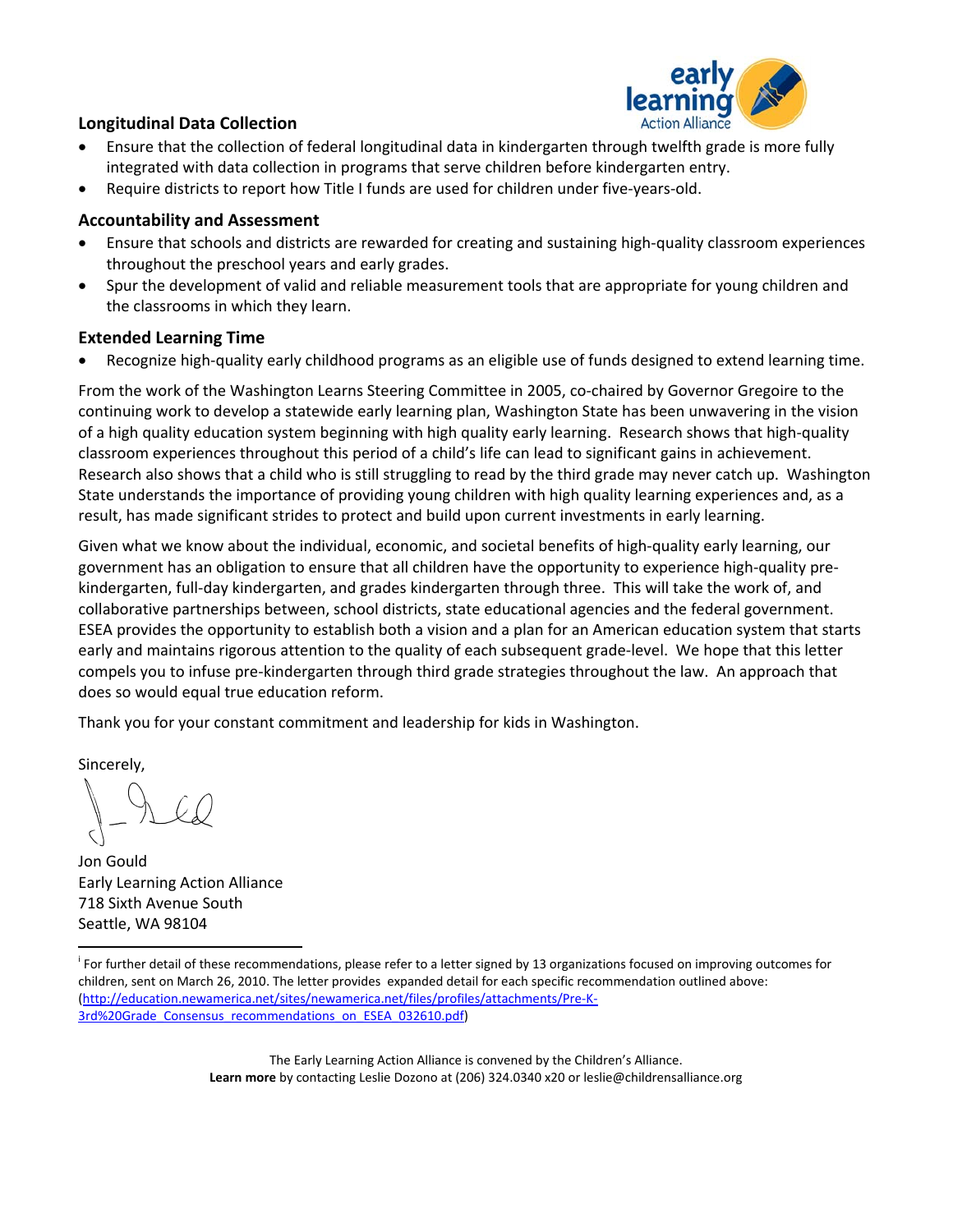### Longitudinal Data Collection

- Ensure that the collection of federal longitudinal data in kindergarten through twelfth grade is more fully integrated with data collection in programs that serve children before kindergarten entry.
- Require districts to report how Title I funds are used for children under five-years-old.

### Accountability and Assessment

- Ensure that schools and districts are rewarded for creating and sustaining high-quality classroom experiences throughout the preschool years and early grades.
- Spur the development of valid and reliable measurement tools that are appropriate for young children and the classrooms in which they learn.

### Extended Learning Time

- Recognize high-quality early childhood programs as an eligible use of funds designed to extend learning time.

From the work of the Washington Learns Steering Committee in 2005, co-chaired by Governor Gregoire to the continuing work to develop a statewide early learning plan, Washington State has been unwavering in the vision of a high quality education system beginning with high quality early learning. Research shows that high-quality classroom experiences throughout this period of a child's life can lead to significant gains in achievement. Research also shows that a child who is still struggling to read by the third grade may never catch up. Washington State understands the importance of providing young children with high quality learning experiences and, as a result, has made significant strides to protect and build upon current investments in early learning.

Given what we know about the individual, economic, and societal benefits of high-quality early learning, our government has an obligation to ensure that all children have the opportunity to experience high-quality pre-kindergarten, full-day kindergarten, and grades kindergarten through three. This will take the work of, and collaborative partnerships between, school districts, state educational agencies and the federal government. ESEA provides the opportunity to establish both a vision and a plan for an American education system that starts early and maintains rigorous attention to the quality of each subsequent grade-level. We hope that this letter compels you to infuse pre-kindergarten through third grade strategies throughout the law. An approach that does so would equal true education reform.

Thank you for your constant commitment and leadership for kids in Washington.

Sincerely,

Jon Gould
Early Learning Action Alliance
718 Sixth Avenue South
Seattle, WA 98104

---

[i] For further detail of these recommendations, please refer to a letter signed by 13 organizations focused on improving outcomes for children, sent on March 26, 2010. The letter provides expanded detail for each specific recommendation outlined above: (http://education.newamerica.net/sites/newamerica.net/files/profiles/attachments/Pre-K-3rd%20Grade_Consensus_recommendations_on_ESEA_032610.pdf)

The Early Learning Action Alliance is convened by the Children's Alliance.
**Learn more** by contacting Leslie Dozono at (206) 324.0340 x20 or leslie@childrensalliance.org